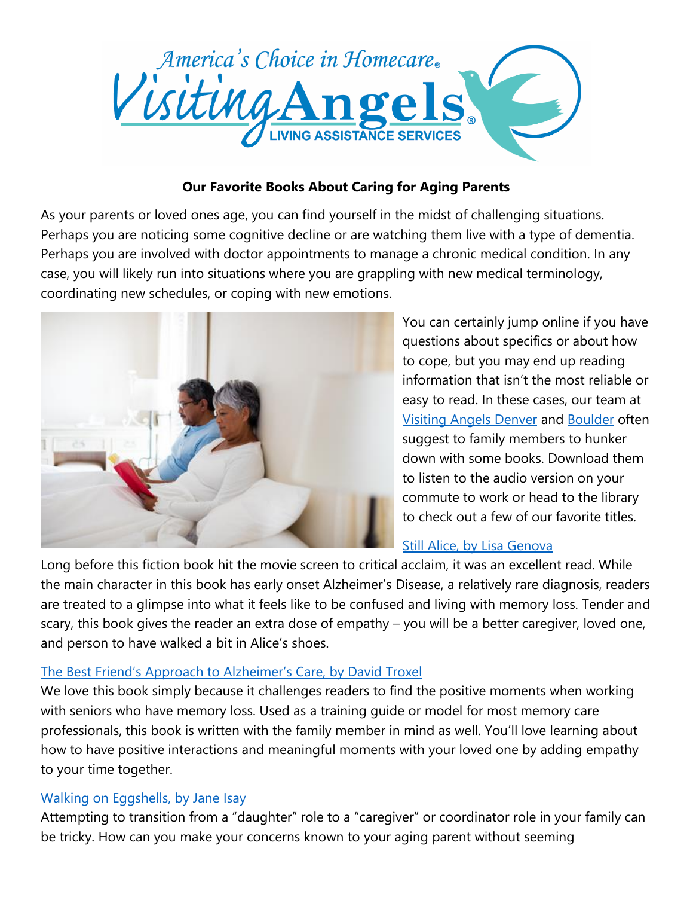**Our Favorite Books About Caring for Aging Parents**

As your parents or loved ones age, you can find yourself in the midst of challenging situations. Perhaps you are noticing some cognitive decline or are watching them live with a type of dementia. Perhaps you are involved with doctor appointments to manage a chronic medical condition. In any case, you will likely run into situations where you are grappling with new medical terminology, coordinating new schedules, or coping with new emotions.

You can certainly jump online if you have questions about specifics or about how to cope, but you may end up reading information that isn't the most reliable or easy to read. In these cases, our team at Visiting Angels Denver and Boulder often suggest to family members to hunker down with some books. Download them to listen to the audio version on your commute to work or head to the library to check out a few of our favorite titles.

### Still Alice, by Lisa Genova

Long before this fiction book hit the movie screen to critical acclaim, it was an excellent read. While the main character in this book has early onset Alzheimer's Disease, a relatively rare diagnosis, readers are treated to a glimpse into what it feels like to be confused and living with memory loss. Tender and scary, this book gives the reader an extra dose of empathy – you will be a better caregiver, loved one, and person to have walked a bit in Alice's shoes.

### The Best Friend's Approach to Alzheimer's Care, by David Troxel

We love this book simply because it challenges readers to find the positive moments when working with seniors who have memory loss. Used as a training guide or model for most memory care professionals, this book is written with the family member in mind as well. You'll love learning about how to have positive interactions and meaningful moments with your loved one by adding empathy to your time together.

### Walking on Eggshells, by Jane Isay

Attempting to transition from a "daughter" role to a "caregiver" or coordinator role in your family can be tricky. How can you make your concerns known to your aging parent without seeming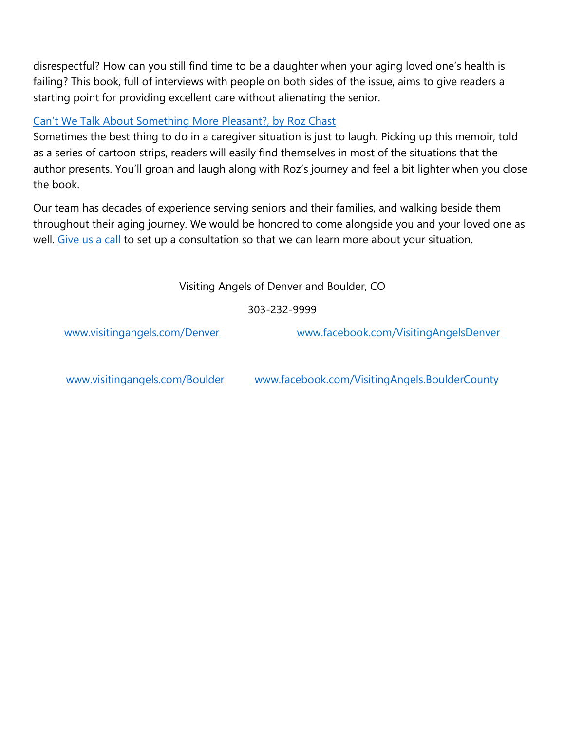disrespectful? How can you still find time to be a daughter when your aging loved one's health is failing? This book, full of interviews with people on both sides of the issue, aims to give readers a starting point for providing excellent care without alienating the senior.

Can't We Talk About Something More Pleasant?, by Roz Chast
Sometimes the best thing to do in a caregiver situation is just to laugh. Picking up this memoir, told as a series of cartoon strips, readers will easily find themselves in most of the situations that the author presents. You'll groan and laugh along with Roz's journey and feel a bit lighter when you close the book.

Our team has decades of experience serving seniors and their families, and walking beside them throughout their aging journey. We would be honored to come alongside you and your loved one as well. Give us a call to set up a consultation so that we can learn more about your situation.

Visiting Angels of Denver and Boulder, CO

303-232-9999

www.visitingangels.com/Denver www.facebook.com/VisitingAngelsDenver

www.visitingangels.com/Boulder www.facebook.com/VisitingAngels.BoulderCounty